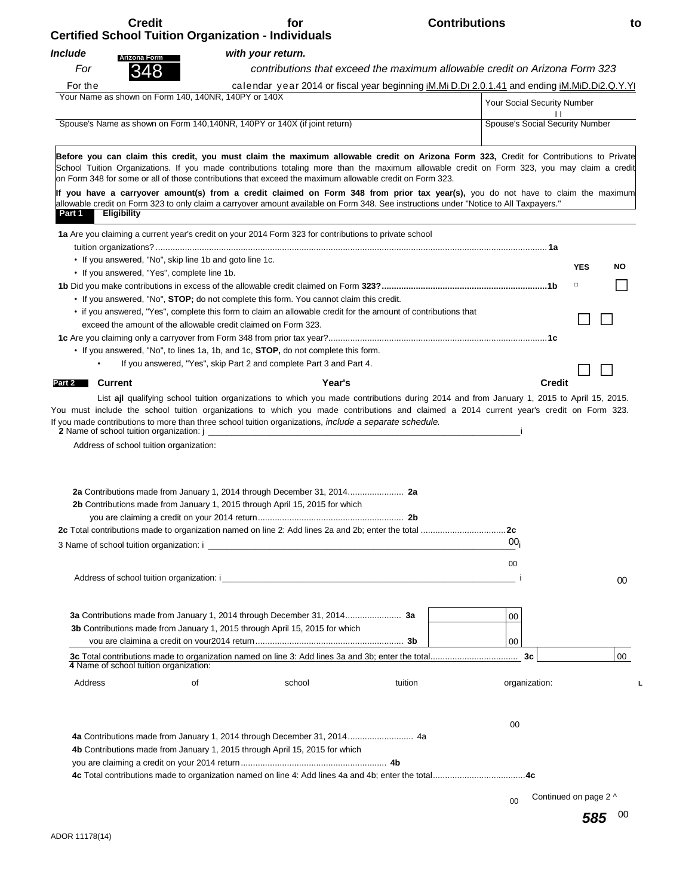# Credit for Contributions to Certified School Tuition Organization - Individuals

Arizona Form **348**

*Include with your return.*

*For contributions that exceed the maximum allowable credit on Arizona Form 323*

For the calendar year 2014 or fiscal year beginning M M D D 2 0 1 4 and ending M M D D 2 0 Y Y

| Your Name as shown on Form 140, 140NR, 140PY or 140X | Your Social Security Number |
|---|---|
| Spouse's Name as shown on Form 140,140NR, 140PY or 140X (if joint return) | Spouse's Social Security Number |

**Before you can claim this credit, you must claim the maximum allowable credit on Arizona Form 323,** Credit for Contributions to Private School Tuition Organizations. If you made contributions totaling more than the maximum allowable credit on Form 323, you may claim a credit on Form 348 for some or all of those contributions that exceed the maximum allowable credit on Form 323.

**If you have a carryover amount(s) from a credit claimed on Form 348 from prior tax year(s),** you do not have to claim the maximum allowable credit on Form 323 to only claim a carryover amount available on Form 348. See instructions under "Notice to All Taxpayers."

## Part 1 Eligibility

| | | YES | NO |
|---|---|---|---|
| **1a** Are you claiming a current year's credit on your 2014 Form 323 for contributions to private school tuition organizations? | **1a** | ☐ | ☐ |
| • If you answered, "No", skip line 1b and goto line 1c. | | | |
| • If you answered, "Yes", complete line 1b. | | | |
| **1b** Did you make contributions in excess of the allowable credit claimed on Form **323?** | **1b** | ☐ | ☐ |
| • If you answered, "No", **STOP;** do not complete this form. You cannot claim this credit. | | | |
| • if you answered, "Yes", complete this form to claim an allowable credit for the amount of contributions that exceed the amount of the allowable credit claimed on Form 323. | | | |
| **1c** Are you claiming only a carryover from Form 348 from prior tax year? | **1c** | ☐ | ☐ |
| • If you answered, "No", to lines 1a, 1b, and 1c, **STOP,** do not complete this form. | | | |
| • If you answered, "Yes", skip Part 2 and complete Part 3 and Part 4. | | | |

## Part 2 Current Year's Credit

List **all** qualifying school tuition organizations to which you made contributions during 2014 and from January 1, 2015 to April 15, 2015. You must include the school tuition organizations to which you made contributions and claimed a 2014 current year's credit on Form 323. If you made contributions to more than three school tuition organizations, *include a separate schedule.*

**2** Name of school tuition organization: ____________________

Address of school tuition organization:

| | | | | |
|---|---|---|---|---|
| **2a** Contributions made from January 1, 2014 through December 31, 2014 | **2a** | 00 | | |
| **2b** Contributions made from January 1, 2015 through April 15, 2015 for which you are claiming a credit on your 2014 return | **2b** | 00 | | |
| **2c** Total contributions made to organization named on line 2: Add lines 2a and 2b; enter the total | | | **2c** | 00 |

**3** Name of school tuition organization: ____________________

Address of school tuition organization: ____________________

| | | | | |
|---|---|---|---|---|
| **3a** Contributions made from January 1, 2014 through December 31, 2014 | **3a** | 00 | | |
| **3b** Contributions made from January 1, 2015 through April 15, 2015 for which you are claiming a credit on your 2014 return | **3b** | 00 | | |
| **3c** Total contributions made to organization named on line 3: Add lines 3a and 3b; enter the total | | | **3c** | 00 |

**4** Name of school tuition organization:

Address of school tuition organization:

| | | | | |
|---|---|---|---|---|
| **4a** Contributions made from January 1, 2014 through December 31, 2014 | **4a** | 00 | | |
| **4b** Contributions made from January 1, 2015 through April 15, 2015 for which you are claiming a credit on your 2014 return | **4b** | 00 | | |
| **4c** Total contributions made to organization named on line 4: Add lines 4a and 4b; enter the total | | | **4c** | 00 |

Continued on page 2 ^

ADOR 11178(14)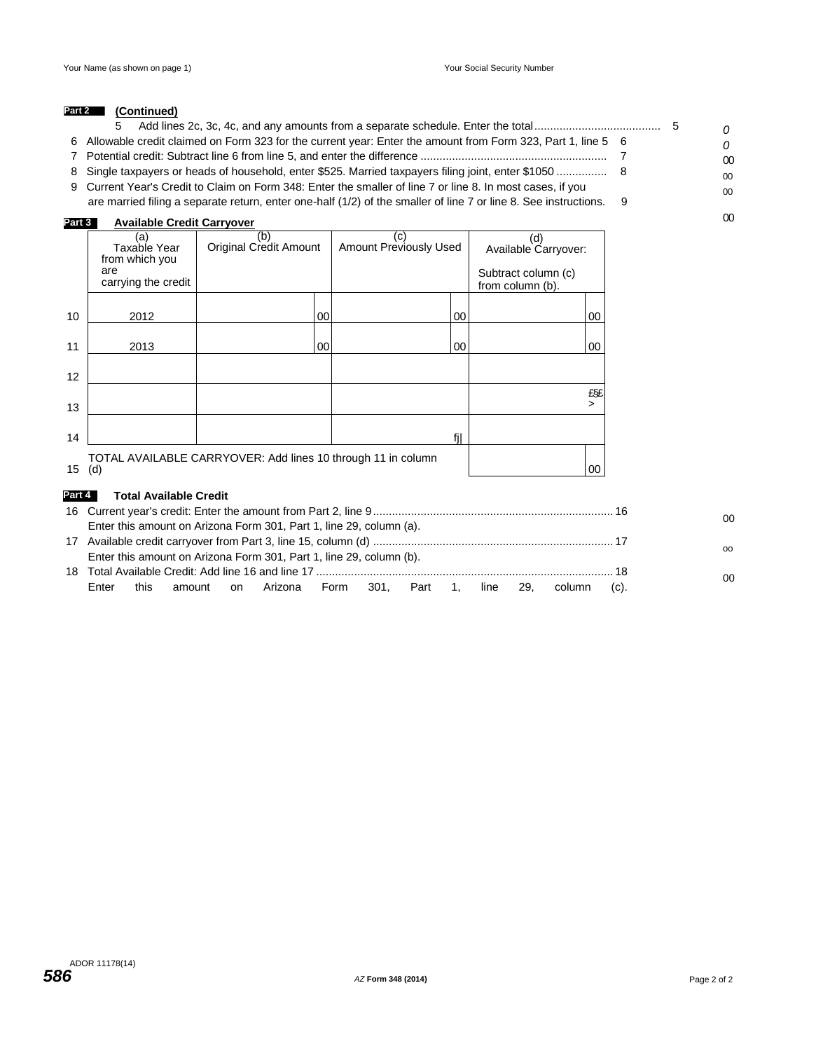Your Name (as shown on page 1) Your Social Security Number

**Part 2** **(Continued)**

| | | | |
|---|---|---|---|
| 5 | Add lines 2c, 3c, 4c, and any amounts from a separate schedule. Enter the total....................................... | 5 | 0 |
| 6 | Allowable credit claimed on Form 323 for the current year: Enter the amount from Form 323, Part 1, line 5 | 6 | 0 |
| 7 | Potential credit: Subtract line 6 from line 5, and enter the difference .......................................................... | 7 | 00 |
| 8 | Single taxpayers or heads of household, enter $525. Married taxpayers filing joint, enter $1050 ............... | 8 | 00 |
| 9 | Current Year's Credit to Claim on Form 348: Enter the smaller of line 7 or line 8. In most cases, if you are married filing a separate return, enter one-half (1/2) of the smaller of line 7 or line 8. See instructions. | 9 | 00 |

**Part 3** **Available Credit Carryover**

| | (a) Taxable Year from which you are carrying the credit | (b) Original Credit Amount | (c) Amount Previously Used | (d) Available Carryover: Subtract column (c) from column (b). |
|---|---|---|---|---|
| 10 | 2012 | 00 | 00 | 00 |
| 11 | 2013 | 00 | 00 | 00 |
| 12 | | | | |
| 13 | | | | £§£ > |
| 14 | | | fj| | |
| 15 | TOTAL AVAILABLE CARRYOVER: Add lines 10 through 11 in column (d) | | | 00 |

**Part 4** **Total Available Credit**

| | | | |
|---|---|---|---|
| 16 | Current year's credit: Enter the amount from Part 2, line 9.......................................................................... Enter this amount on Arizona Form 301, Part 1, line 29, column (a). | 16 | 00 |
| 17 | Available credit carryover from Part 3, line 15, column (d) .......................................................................... Enter this amount on Arizona Form 301, Part 1, line 29, column (b). | 17 | oo |
| 18 | Total Available Credit: Add line 16 and line 17 ............................................................................................ Enter this amount on Arizona Form 301, Part 1, line 29, column (c). | 18 | 00 |

ADOR 11178(14)

*AZ* **Form 348 (2014)**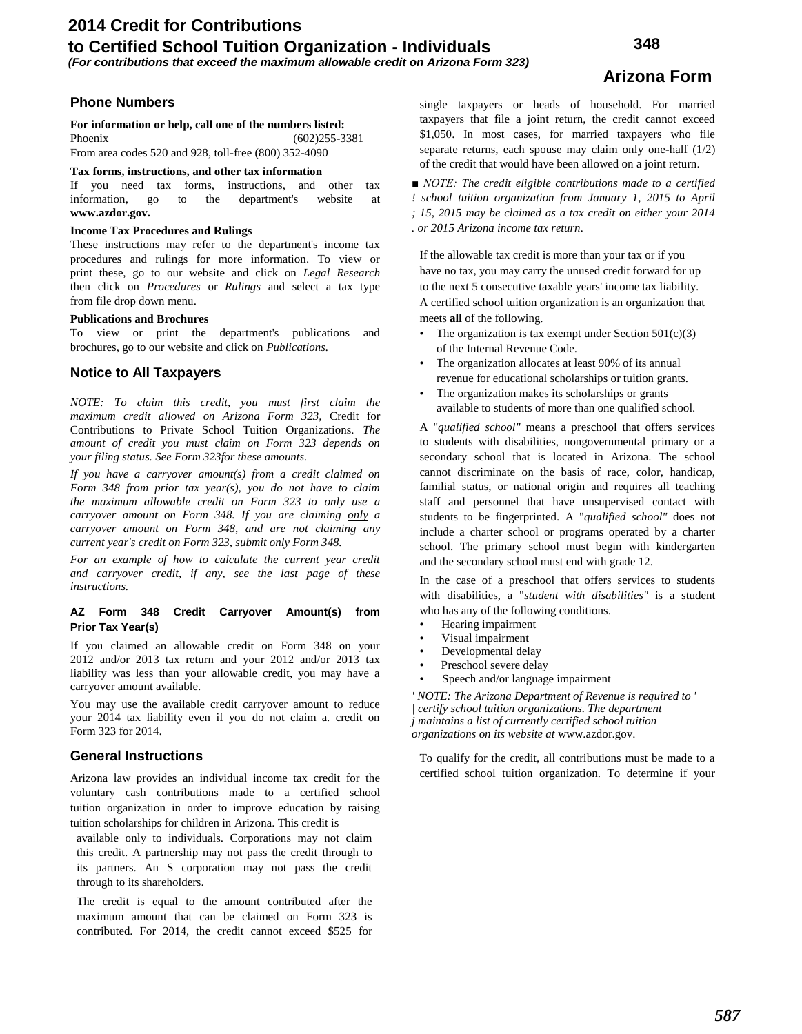# 2014 Credit for Contributions to Certified School Tuition Organization - Individuals

*(For contributions that exceed the maximum allowable credit on Arizona Form 323)*

**Arizona Form 348**

## Phone Numbers

**For information or help, call one of the numbers listed:**

Phoenix (602)255-3381

From area codes 520 and 928, toll-free (800) 352-4090

**Tax forms, instructions, and other tax information**

If you need tax forms, instructions, and other tax information, go to the department's website at **www.azdor.gov.**

**Income Tax Procedures and Rulings**

These instructions may refer to the department's income tax procedures and rulings for more information. To view or print these, go to our website and click on *Legal Research* then click on *Procedures* or *Rulings* and select a tax type from file drop down menu.

**Publications and Brochures**

To view or print the department's publications and brochures, go to our website and click on *Publications.*

## Notice to All Taxpayers

*NOTE: To claim this credit, you must first claim the maximum credit allowed on Arizona Form 323,* Credit for Contributions to Private School Tuition Organizations. *The amount of credit you must claim on Form 323 depends on your filing status. See Form 323for these amounts.*

*If you have a carryover amount(s) from a credit claimed on Form 348 from prior tax year(s), you do not have to claim the maximum allowable credit on Form 323 to only use a carryover amount on Form 348. If you are claiming only a carryover amount on Form 348, and are not claiming any current year's credit on Form 323, submit only Form 348.*

*For an example of how to calculate the current year credit and carryover credit, if any, see the last page of these instructions.*

#### AZ Form 348 Credit Carryover Amount(s) from Prior Tax Year(s)

If you claimed an allowable credit on Form 348 on your 2012 and/or 2013 tax return and your 2012 and/or 2013 tax liability was less than your allowable credit, you may have a carryover amount available.

You may use the available credit carryover amount to reduce your 2014 tax liability even if you do not claim a. credit on Form 323 for 2014.

## General Instructions

Arizona law provides an individual income tax credit for the voluntary cash contributions made to a certified school tuition organization in order to improve education by raising tuition scholarships for children in Arizona. This credit is available only to individuals. Corporations may not claim this credit. A partnership may not pass the credit through to its partners. An S corporation may not pass the credit through to its shareholders.

The credit is equal to the amount contributed after the maximum amount that can be claimed on Form 323 is contributed. For 2014, the credit cannot exceed $525 for single taxpayers or heads of household. For married taxpayers that file a joint return, the credit cannot exceed $1,050. In most cases, for married taxpayers who file separate returns, each spouse may claim only one-half (1/2) of the credit that would have been allowed on a joint return.

*NOTE: The credit eligible contributions made to a certified school tuition organization from January 1, 2015 to April 15, 2015 may be claimed as a tax credit on either your 2014 or 2015 Arizona income tax return.*

If the allowable tax credit is more than your tax or if you have no tax, you may carry the unused credit forward for up to the next 5 consecutive taxable years' income tax liability.

A certified school tuition organization is an organization that meets **all** of the following.

- The organization is tax exempt under Section 501(c)(3) of the Internal Revenue Code.
- The organization allocates at least 90% of its annual revenue for educational scholarships or tuition grants.
- The organization makes its scholarships or grants available to students of more than one qualified school.

A "*qualified school"* means a preschool that offers services to students with disabilities, nongovernmental primary or a secondary school that is located in Arizona. The school cannot discriminate on the basis of race, color, handicap, familial status, or national origin and requires all teaching staff and personnel that have unsupervised contact with students to be fingerprinted. A "*qualified school"* does not include a charter school or programs operated by a charter school. The primary school must begin with kindergarten and the secondary school must end with grade 12.

In the case of a preschool that offers services to students with disabilities, a "*student with disabilities"* is a student who has any of the following conditions.

- Hearing impairment
- Visual impairment
- Developmental delay
- Preschool severe delay
- Speech and/or language impairment

*NOTE: The Arizona Department of Revenue is required to certify school tuition organizations. The department maintains a list of currently certified school tuition organizations on its website at* www.azdor.gov.

To qualify for the credit, all contributions must be made to a certified school tuition organization. To determine if your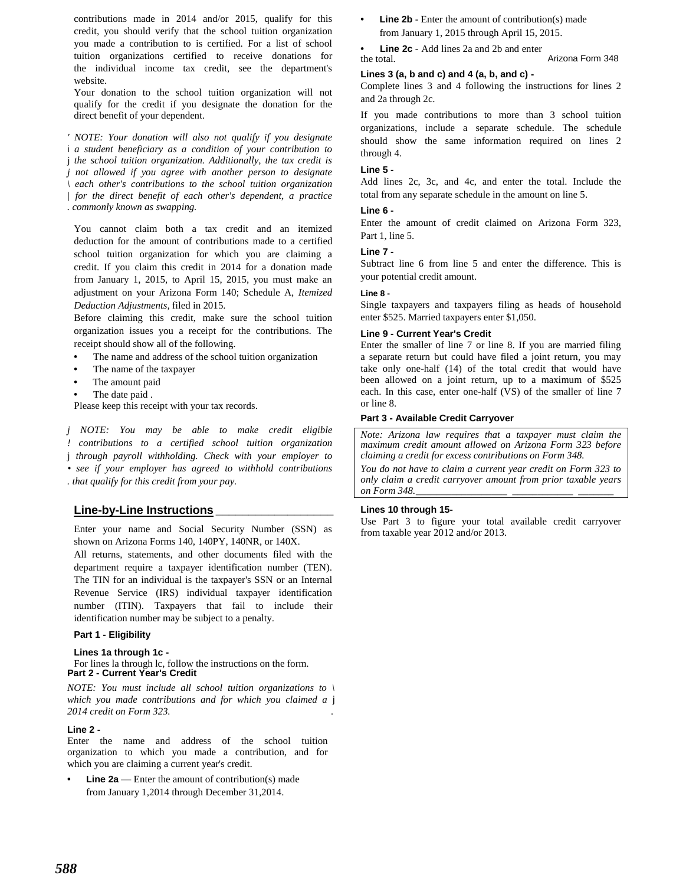contributions made in 2014 and/or 2015, qualify for this credit, you should verify that the school tuition organization you made a contribution to is certified. For a list of school tuition organizations certified to receive donations for the individual income tax credit, see the department's website.

Your donation to the school tuition organization will not qualify for the credit if you designate the donation for the direct benefit of your dependent.

*NOTE: Your donation will also not qualify if you designate a student beneficiary as a condition of your contribution to the school tuition organization. Additionally, the tax credit is not allowed if you agree with another person to designate each other's contributions to the school tuition organization for the direct benefit of each other's dependent, a practice commonly known as swapping.*

You cannot claim both a tax credit and an itemized deduction for the amount of contributions made to a certified school tuition organization for which you are claiming a credit. If you claim this credit in 2014 for a donation made from January 1, 2015, to April 15, 2015, you must make an adjustment on your Arizona Form 140; Schedule A, *Itemized Deduction Adjustments,* filed in 2015.

Before claiming this credit, make sure the school tuition organization issues you a receipt for the contributions. The receipt should show all of the following.

- The name and address of the school tuition organization
- The name of the taxpayer
- The amount paid
- The date paid .

Please keep this receipt with your tax records.

*NOTE: You may be able to make credit eligible contributions to a certified school tuition organization through payroll withholding. Check with your employer to see if your employer has agreed to withhold contributions that qualify for this credit from your pay.*

## Line-by-Line Instructions

Enter your name and Social Security Number (SSN) as shown on Arizona Forms 140, 140PY, 140NR, or 140X.

All returns, statements, and other documents filed with the department require a taxpayer identification number (TEN). The TIN for an individual is the taxpayer's SSN or an Internal Revenue Service (IRS) individual taxpayer identification number (ITIN). Taxpayers that fail to include their identification number may be subject to a penalty.

### Part 1 - Eligibility

**Lines 1a through 1c -**

For lines la through lc, follow the instructions on the form.

### Part 2 - Current Year's Credit

*NOTE: You must include all school tuition organizations to which you made contributions and for which you claimed a 2014 credit on Form 323.*

**Line 2 -**

Enter the name and address of the school tuition organization to which you made a contribution, and for which you are claiming a current year's credit.

- **Line 2a** — Enter the amount of contribution(s) made from January 1,2014 through December 31,2014.
- **Line 2b** - Enter the amount of contribution(s) made from January 1, 2015 through April 15, 2015.
- **Line 2c** - Add lines 2a and 2b and enter the total.

**Lines 3 (a, b and c) and 4 (a, b, and c) -**

Complete lines 3 and 4 following the instructions for lines 2 and 2a through 2c.

If you made contributions to more than 3 school tuition organizations, include a separate schedule. The schedule should show the same information required on lines 2 through 4.

**Line 5 -**

Add lines 2c, 3c, and 4c, and enter the total. Include the total from any separate schedule in the amount on line 5.

**Line 6 -**

Enter the amount of credit claimed on Arizona Form 323, Part 1, line 5.

**Line 7 -**

Subtract line 6 from line 5 and enter the difference. This is your potential credit amount.

**Line 8 -**

Single taxpayers and taxpayers filing as heads of household enter $525. Married taxpayers enter $1,050.

**Line 9 - Current Year's Credit**

Enter the smaller of line 7 or line 8. If you are married filing a separate return but could have filed a joint return, you may take only one-half (14) of the total credit that would have been allowed on a joint return, up to a maximum of $525 each. In this case, enter one-half (VS) of the smaller of line 7 or line 8.

### Part 3 - Available Credit Carryover

*Note: Arizona law requires that a taxpayer must claim the maximum credit amount allowed on Arizona Form 323 before claiming a credit for excess contributions on Form 348.*

*You do not have to claim a current year credit on Form 323 to only claim a credit carryover amount from prior taxable years on Form 348.*

**Lines 10 through 15-**

Use Part 3 to figure your total available credit carryover from taxable year 2012 and/or 2013.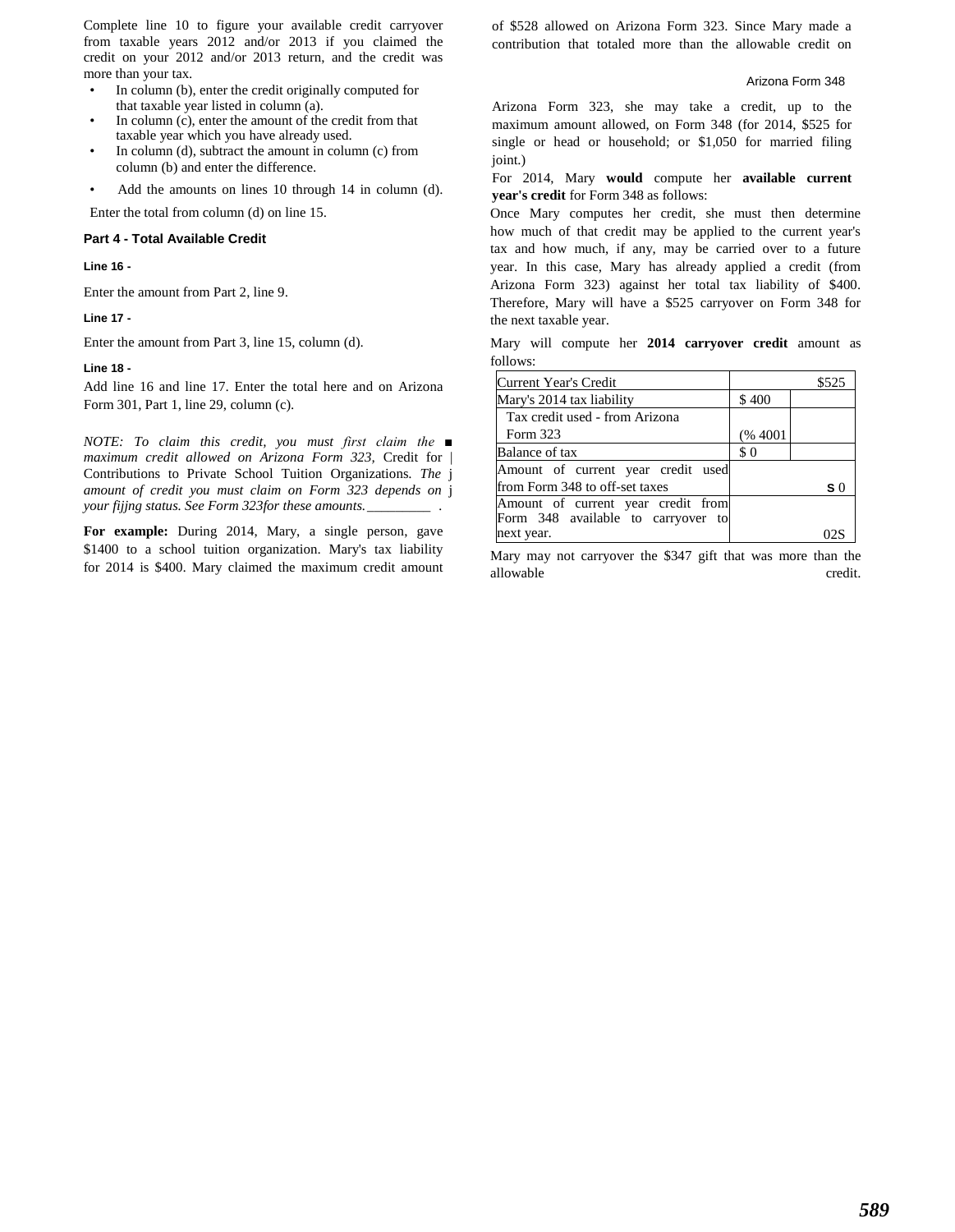Complete line 10 to figure your available credit carryover from taxable years 2012 and/or 2013 if you claimed the credit on your 2012 and/or 2013 return, and the credit was more than your tax.

- In column (b), enter the credit originally computed for that taxable year listed in column (a).
- In column (c), enter the amount of the credit from that taxable year which you have already used.
- In column (d), subtract the amount in column (c) from column (b) and enter the difference.
- Add the amounts on lines 10 through 14 in column (d).

Enter the total from column (d) on line 15.

### Part 4 - Total Available Credit

**Line 16 -**

Enter the amount from Part 2, line 9.

**Line 17 -**

Enter the amount from Part 3, line 15, column (d).

**Line 18 -**

Add line 16 and line 17. Enter the total here and on Arizona Form 301, Part 1, line 29, column (c).

*NOTE: To claim this credit, you must first claim the maximum credit allowed on Arizona Form 323,* Credit for Contributions to Private School Tuition Organizations*. The amount of credit you must claim on Form 323 depends on your fijng status. See Form 323for these amounts.*

**For example:** During 2014, Mary, a single person, gave $1400 to a school tuition organization. Mary's tax liability for 2014 is $400. Mary claimed the maximum credit amount of $528 allowed on Arizona Form 323. Since Mary made a contribution that totaled more than the allowable credit on Arizona Form 323, she may take a credit, up to the maximum amount allowed, on Form 348 (for 2014, $525 for single or head or household; or $1,050 for married filing joint.)

For 2014, Mary **would** compute her **available current year's credit** for Form 348 as follows:

Once Mary computes her credit, she must then determine how much of that credit may be applied to the current year's tax and how much, if any, may be carried over to a future year. In this case, Mary has already applied a credit (from Arizona Form 323) against her total tax liability of $400. Therefore, Mary will have a $525 carryover on Form 348 for the next taxable year.

Mary will compute her **2014 carryover credit** amount as follows:

| | | |
|---|---|---|
| Current Year's Credit | | $525 |
| Mary's 2014 tax liability | $ 400 | |
| Tax credit used - from Arizona Form 323 | (% 4001 | |
| Balance of tax | $ 0 | |
| Amount of current year credit used from Form 348 to off-set taxes | | S 0 |
| Amount of current year credit from Form 348 available to carryover to next year. | | 02S |

Mary may not carryover the $347 gift that was more than the allowable credit.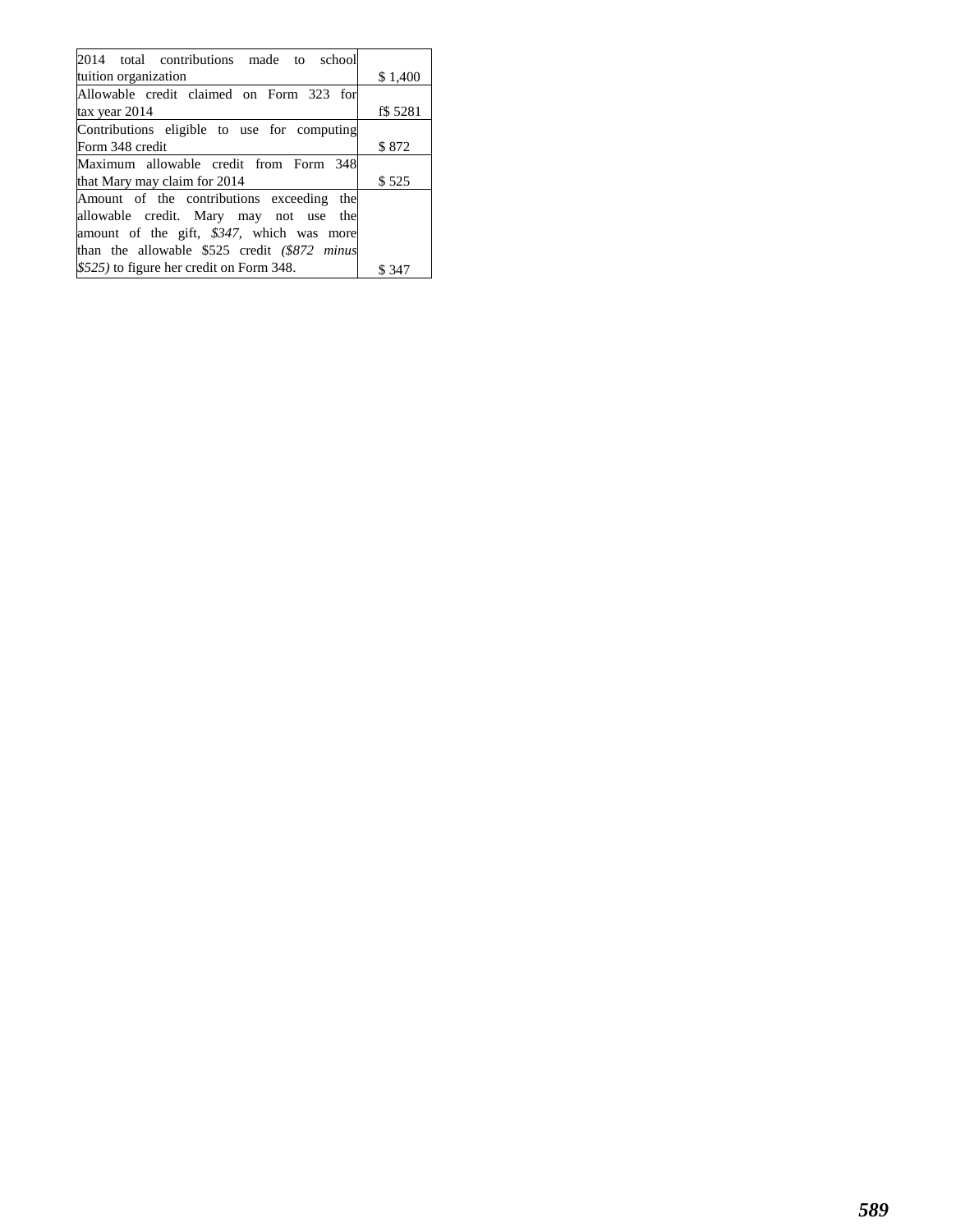| | |
|---|---|
| 2014 total contributions made to school tuition organization | $ 1,400 |
| Allowable credit claimed on Form 323 for tax year 2014 | f$ 5281 |
| Contributions eligible to use for computing Form 348 credit | $ 872 |
| Maximum allowable credit from Form 348 that Mary may claim for 2014 | $ 525 |
| Amount of the contributions exceeding the allowable credit. Mary may not use the amount of the gift, *$347*, which was more than the allowable $525 credit *($872 minus $525)* to figure her credit on Form 348. | $ 347 |